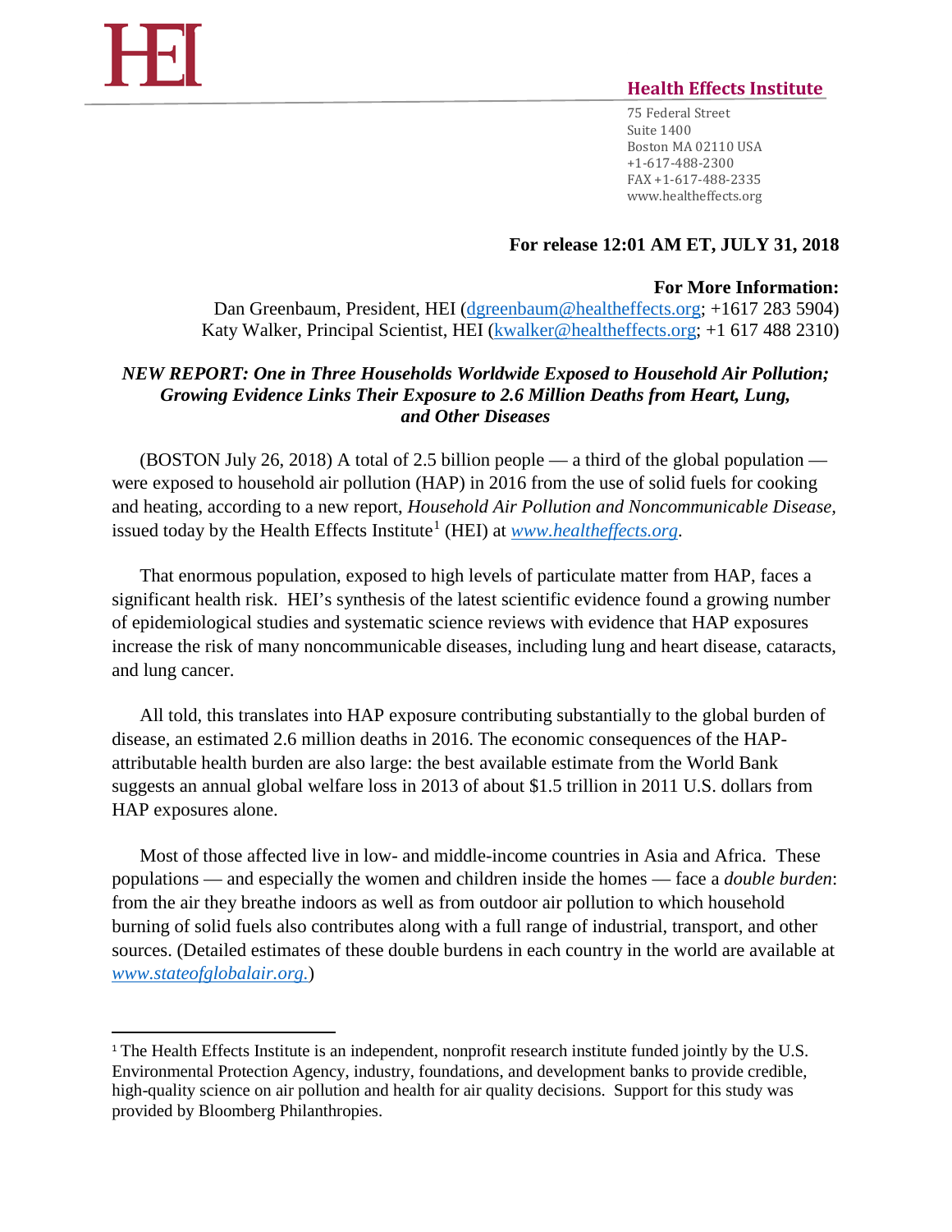HEI

**Health Effects Institute**

75 Federal Street
Suite 1400
Boston MA 02110 USA
+1-617-488-2300
FAX +1-617-488-2335
www.healtheffects.org

**For release 12:01 AM ET, JULY 31, 2018**

**For More Information:**
Dan Greenbaum, President, HEI (dgreenbaum@healtheffects.org; +1617 283 5904)
Katy Walker, Principal Scientist, HEI (kwalker@healtheffects.org; +1 617 488 2310)

***NEW REPORT: One in Three Households Worldwide Exposed to Household Air Pollution; Growing Evidence Links Their Exposure to 2.6 Million Deaths from Heart, Lung, and Other Diseases***

(BOSTON July 26, 2018) A total of 2.5 billion people — a third of the global population — were exposed to household air pollution (HAP) in 2016 from the use of solid fuels for cooking and heating, according to a new report, *Household Air Pollution and Noncommunicable Disease,* issued today by the Health Effects Institute[1] (HEI) at *www.healtheffects.org*.

That enormous population, exposed to high levels of particulate matter from HAP, faces a significant health risk. HEI's synthesis of the latest scientific evidence found a growing number of epidemiological studies and systematic science reviews with evidence that HAP exposures increase the risk of many noncommunicable diseases, including lung and heart disease, cataracts, and lung cancer.

All told, this translates into HAP exposure contributing substantially to the global burden of disease, an estimated 2.6 million deaths in 2016. The economic consequences of the HAP-attributable health burden are also large: the best available estimate from the World Bank suggests an annual global welfare loss in 2013 of about $1.5 trillion in 2011 U.S. dollars from HAP exposures alone.

Most of those affected live in low- and middle-income countries in Asia and Africa. These populations — and especially the women and children inside the homes — face a *double burden*: from the air they breathe indoors as well as from outdoor air pollution to which household burning of solid fuels also contributes along with a full range of industrial, transport, and other sources. (Detailed estimates of these double burdens in each country in the world are available at *www.stateofglobalair.org.*)

[1] The Health Effects Institute is an independent, nonprofit research institute funded jointly by the U.S. Environmental Protection Agency, industry, foundations, and development banks to provide credible, high-quality science on air pollution and health for air quality decisions. Support for this study was provided by Bloomberg Philanthropies.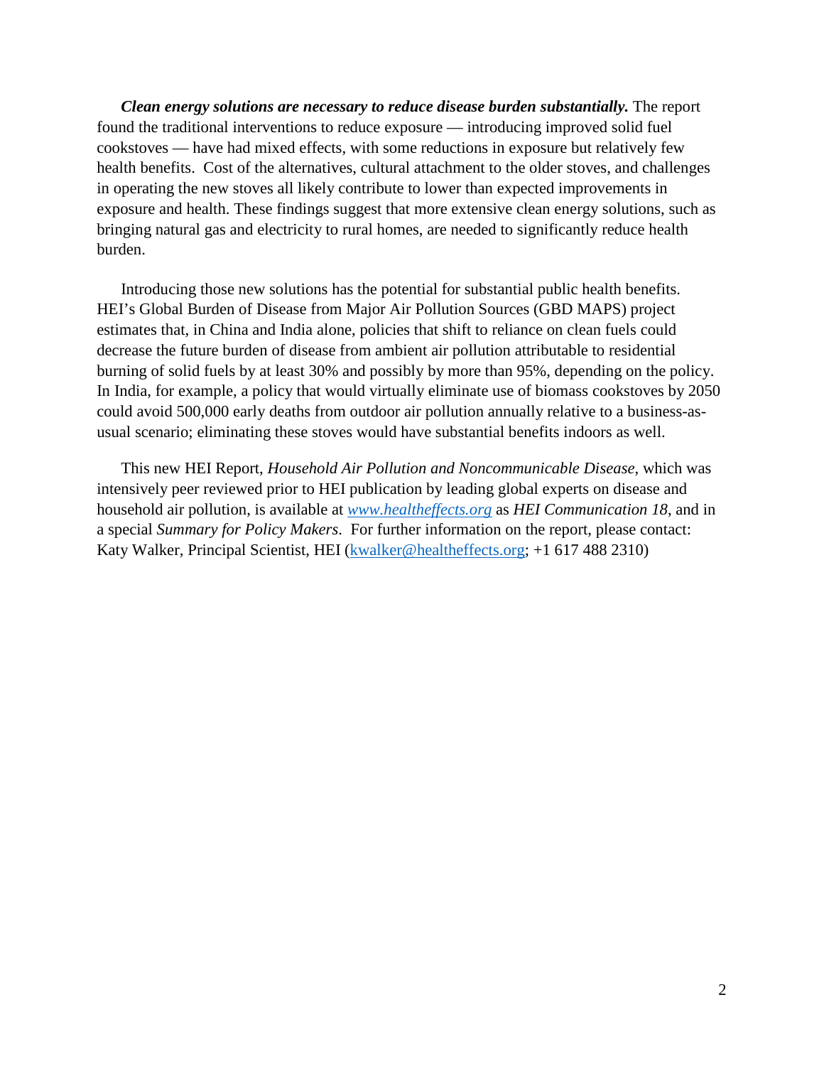***Clean energy solutions are necessary to reduce disease burden substantially.*** The report found the traditional interventions to reduce exposure — introducing improved solid fuel cookstoves — have had mixed effects, with some reductions in exposure but relatively few health benefits. Cost of the alternatives, cultural attachment to the older stoves, and challenges in operating the new stoves all likely contribute to lower than expected improvements in exposure and health. These findings suggest that more extensive clean energy solutions, such as bringing natural gas and electricity to rural homes, are needed to significantly reduce health burden.

Introducing those new solutions has the potential for substantial public health benefits. HEI's Global Burden of Disease from Major Air Pollution Sources (GBD MAPS) project estimates that, in China and India alone, policies that shift to reliance on clean fuels could decrease the future burden of disease from ambient air pollution attributable to residential burning of solid fuels by at least 30% and possibly by more than 95%, depending on the policy. In India, for example, a policy that would virtually eliminate use of biomass cookstoves by 2050 could avoid 500,000 early deaths from outdoor air pollution annually relative to a business-as-usual scenario; eliminating these stoves would have substantial benefits indoors as well.

This new HEI Report, *Household Air Pollution and Noncommunicable Disease*, which was intensively peer reviewed prior to HEI publication by leading global experts on disease and household air pollution, is available at [*www.healtheffects.org*](http://www.healtheffects.org) as *HEI Communication 18*, and in a special *Summary for Policy Makers*. For further information on the report, please contact: Katy Walker, Principal Scientist, HEI ([kwalker@healtheffects.org](mailto:kwalker@healtheffects.org); +1 617 488 2310)